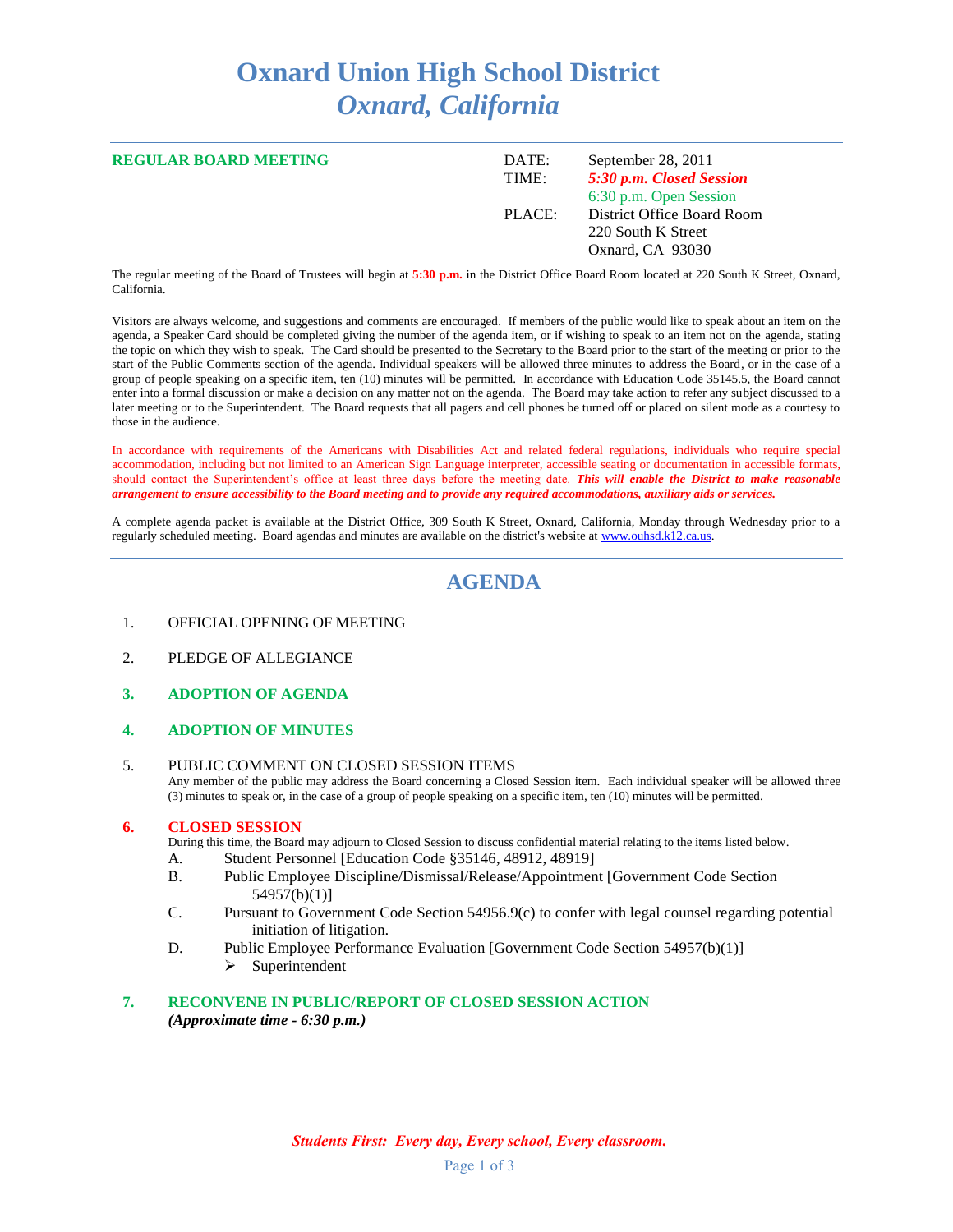# Oxnard Union High School District
## *Oxnard, California*

**REGULAR BOARD MEETING**

DATE: September 28, 2011
TIME: ***5:30 p.m. Closed Session***
6:30 p.m. Open Session
PLACE: District Office Board Room
220 South K Street
Oxnard, CA 93030

The regular meeting of the Board of Trustees will begin at **5:30 p.m.** in the District Office Board Room located at 220 South K Street, Oxnard, California.

Visitors are always welcome, and suggestions and comments are encouraged. If members of the public would like to speak about an item on the agenda, a Speaker Card should be completed giving the number of the agenda item, or if wishing to speak to an item not on the agenda, stating the topic on which they wish to speak. The Card should be presented to the Secretary to the Board prior to the start of the meeting or prior to the start of the Public Comments section of the agenda. Individual speakers will be allowed three minutes to address the Board, or in the case of a group of people speaking on a specific item, ten (10) minutes will be permitted. In accordance with Education Code 35145.5, the Board cannot enter into a formal discussion or make a decision on any matter not on the agenda. The Board may take action to refer any subject discussed to a later meeting or to the Superintendent. The Board requests that all pagers and cell phones be turned off or placed on silent mode as a courtesy to those in the audience.

In accordance with requirements of the Americans with Disabilities Act and related federal regulations, individuals who require special accommodation, including but not limited to an American Sign Language interpreter, accessible seating or documentation in accessible formats, should contact the Superintendent's office at least three days before the meeting date. ***This will enable the District to make reasonable arrangement to ensure accessibility to the Board meeting and to provide any required accommodations, auxiliary aids or services.***

A complete agenda packet is available at the District Office, 309 South K Street, Oxnard, California, Monday through Wednesday prior to a regularly scheduled meeting. Board agendas and minutes are available on the district's website at www.ouhsd.k12.ca.us.

## AGENDA

1. OFFICIAL OPENING OF MEETING

2. PLEDGE OF ALLEGIANCE

3. **ADOPTION OF AGENDA**

4. **ADOPTION OF MINUTES**

5. PUBLIC COMMENT ON CLOSED SESSION ITEMS
   Any member of the public may address the Board concerning a Closed Session item. Each individual speaker will be allowed three (3) minutes to speak or, in the case of a group of people speaking on a specific item, ten (10) minutes will be permitted.

6. **CLOSED SESSION**
   During this time, the Board may adjourn to Closed Session to discuss confidential material relating to the items listed below.
   A. Student Personnel [Education Code §35146, 48912, 48919]
   B. Public Employee Discipline/Dismissal/Release/Appointment [Government Code Section 54957(b)(1)]
   C. Pursuant to Government Code Section 54956.9(c) to confer with legal counsel regarding potential initiation of litigation.
   D. Public Employee Performance Evaluation [Government Code Section 54957(b)(1)]
      - Superintendent

7. **RECONVENE IN PUBLIC/REPORT OF CLOSED SESSION ACTION**
   ***(Approximate time - 6:30 p.m.)***

***Students First: Every day, Every school, Every classroom.***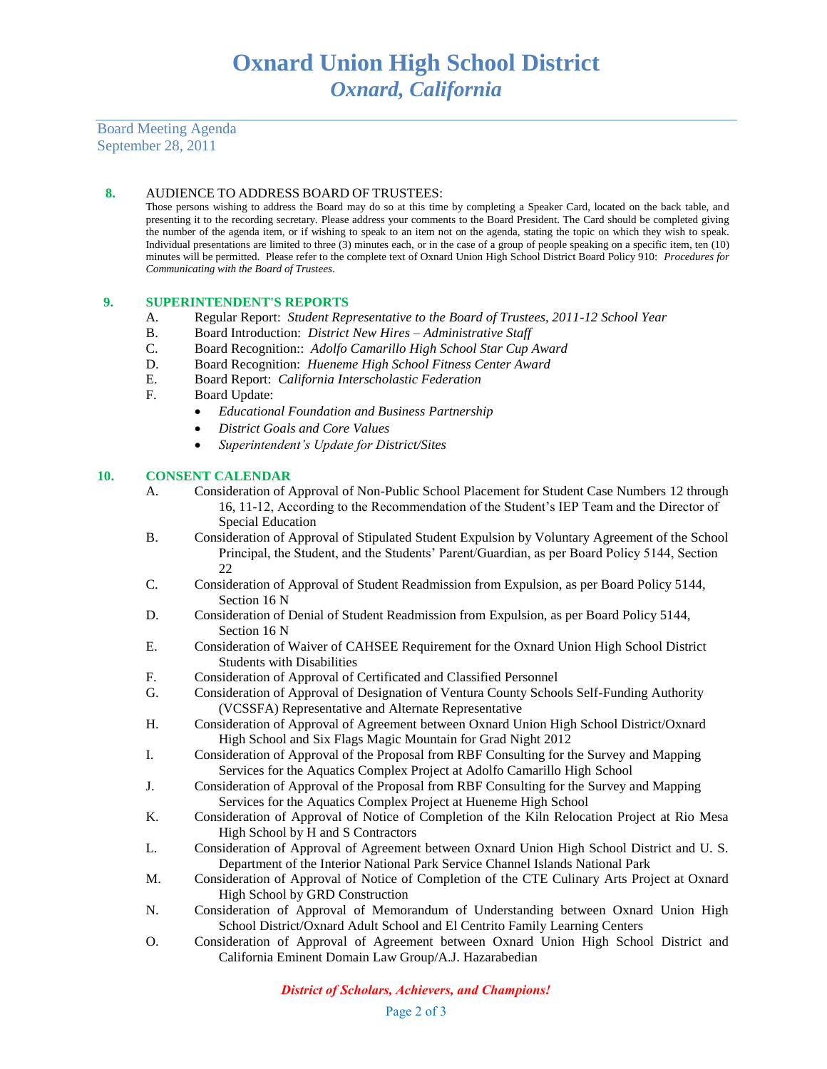Board Meeting Agenda
September 28, 2011

**8.** AUDIENCE TO ADDRESS BOARD OF TRUSTEES:

Those persons wishing to address the Board may do so at this time by completing a Speaker Card, located on the back table, and presenting it to the recording secretary. Please address your comments to the Board President. The Card should be completed giving the number of the agenda item, or if wishing to speak to an item not on the agenda, stating the topic on which they wish to speak. Individual presentations are limited to three (3) minutes each, or in the case of a group of people speaking on a specific item, ten (10) minutes will be permitted. Please refer to the complete text of Oxnard Union High School District Board Policy 910: *Procedures for Communicating with the Board of Trustees*.

**9. SUPERINTENDENT'S REPORTS**

- A. Regular Report: *Student Representative to the Board of Trustees, 2011-12 School Year*
- B. Board Introduction: *District New Hires – Administrative Staff*
- C. Board Recognition:: *Adolfo Camarillo High School Star Cup Award*
- D. Board Recognition: *Hueneme High School Fitness Center Award*
- E. Board Report: *California Interscholastic Federation*
- F. Board Update:
  - *Educational Foundation and Business Partnership*
  - *District Goals and Core Values*
  - *Superintendent's Update for District/Sites*

**10. CONSENT CALENDAR**

- A. Consideration of Approval of Non-Public School Placement for Student Case Numbers 12 through 16, 11-12, According to the Recommendation of the Student's IEP Team and the Director of Special Education
- B. Consideration of Approval of Stipulated Student Expulsion by Voluntary Agreement of the School Principal, the Student, and the Students' Parent/Guardian, as per Board Policy 5144, Section 22
- C. Consideration of Approval of Student Readmission from Expulsion, as per Board Policy 5144, Section 16 N
- D. Consideration of Denial of Student Readmission from Expulsion, as per Board Policy 5144, Section 16 N
- E. Consideration of Waiver of CAHSEE Requirement for the Oxnard Union High School District Students with Disabilities
- F. Consideration of Approval of Certificated and Classified Personnel
- G. Consideration of Approval of Designation of Ventura County Schools Self-Funding Authority (VCSSFA) Representative and Alternate Representative
- H. Consideration of Approval of Agreement between Oxnard Union High School District/Oxnard High School and Six Flags Magic Mountain for Grad Night 2012
- I. Consideration of Approval of the Proposal from RBF Consulting for the Survey and Mapping Services for the Aquatics Complex Project at Adolfo Camarillo High School
- J. Consideration of Approval of the Proposal from RBF Consulting for the Survey and Mapping Services for the Aquatics Complex Project at Hueneme High School
- K. Consideration of Approval of Notice of Completion of the Kiln Relocation Project at Rio Mesa High School by H and S Contractors
- L. Consideration of Approval of Agreement between Oxnard Union High School District and U. S. Department of the Interior National Park Service Channel Islands National Park
- M. Consideration of Approval of Notice of Completion of the CTE Culinary Arts Project at Oxnard High School by GRD Construction
- N. Consideration of Approval of Memorandum of Understanding between Oxnard Union High School District/Oxnard Adult School and El Centrito Family Learning Centers
- O. Consideration of Approval of Agreement between Oxnard Union High School District and California Eminent Domain Law Group/A.J. Hazarabedian

*District of Scholars, Achievers, and Champions!*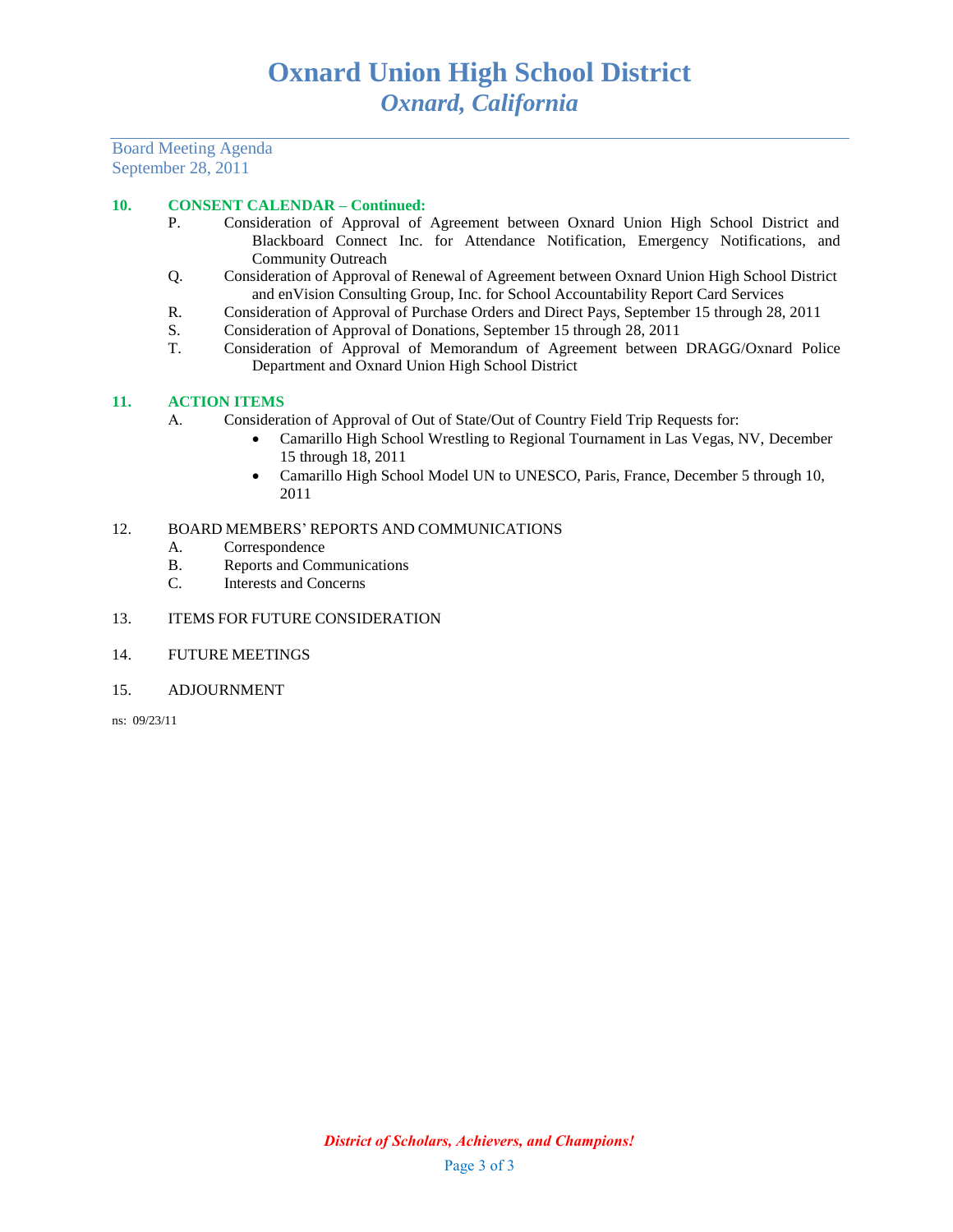# Oxnard Union High School District
## *Oxnard, California*

Board Meeting Agenda
September 28, 2011

**10. CONSENT CALENDAR – Continued:**

P. Consideration of Approval of Agreement between Oxnard Union High School District and Blackboard Connect Inc. for Attendance Notification, Emergency Notifications, and Community Outreach

Q. Consideration of Approval of Renewal of Agreement between Oxnard Union High School District and enVision Consulting Group, Inc. for School Accountability Report Card Services

R. Consideration of Approval of Purchase Orders and Direct Pays, September 15 through 28, 2011

S. Consideration of Approval of Donations, September 15 through 28, 2011

T. Consideration of Approval of Memorandum of Agreement between DRAGG/Oxnard Police Department and Oxnard Union High School District

**11. ACTION ITEMS**

A. Consideration of Approval of Out of State/Out of Country Field Trip Requests for:
- Camarillo High School Wrestling to Regional Tournament in Las Vegas, NV, December 15 through 18, 2011
- Camarillo High School Model UN to UNESCO, Paris, France, December 5 through 10, 2011

12. BOARD MEMBERS' REPORTS AND COMMUNICATIONS

A. Correspondence

B. Reports and Communications

C. Interests and Concerns

13. ITEMS FOR FUTURE CONSIDERATION

14. FUTURE MEETINGS

15. ADJOURNMENT

ns: 09/23/11

*District of Scholars, Achievers, and Champions!*